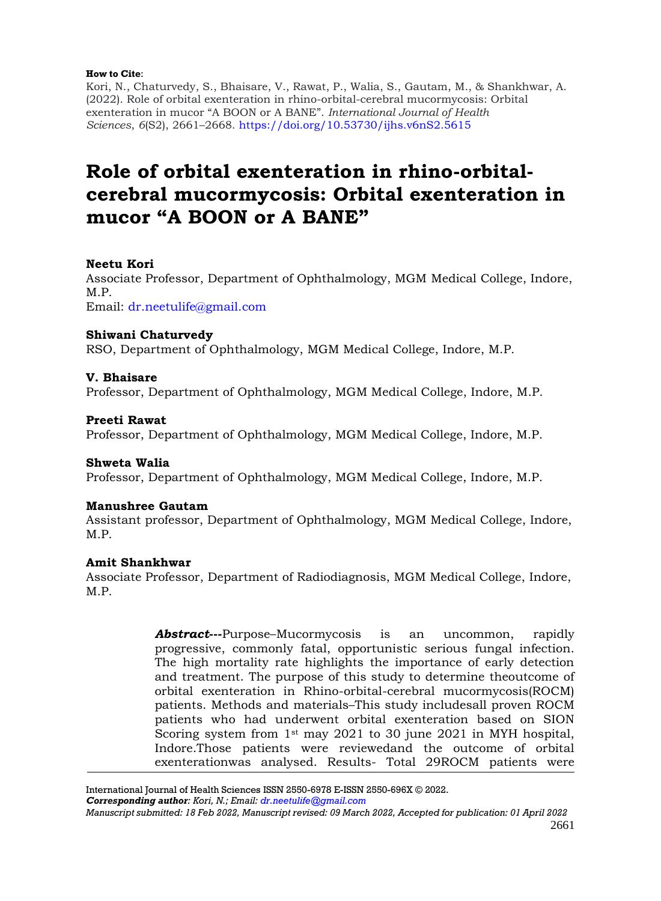**How to Cite**:

Kori, N., Chaturvedy, S., Bhaisare, V., Rawat, P., Walia, S., Gautam, M., & Shankhwar, A. (2022). Role of orbital exenteration in rhino-orbital-cerebral mucormycosis: Orbital exenteration in mucor "A BOON or A BANE". *International Journal of Health Sciences*, *6*(S2), 2661–2668. https://doi.org/10.53730/ijhs.v6nS2.5615

# Role of orbital exenteration in rhino-orbital-cerebral mucormycosis: Orbital exenteration in mucor "A BOON or A BANE"

**Neetu Kori**

Associate Professor, Department of Ophthalmology, MGM Medical College, Indore, M.P.

Email: dr.neetulife@gmail.com

**Shiwani Chaturvedy**

RSO, Department of Ophthalmology, MGM Medical College, Indore, M.P.

**V. Bhaisare**

Professor, Department of Ophthalmology, MGM Medical College, Indore, M.P.

**Preeti Rawat**

Professor, Department of Ophthalmology, MGM Medical College, Indore, M.P.

**Shweta Walia**

Professor, Department of Ophthalmology, MGM Medical College, Indore, M.P.

**Manushree Gautam**

Assistant professor, Department of Ophthalmology, MGM Medical College, Indore, M.P.

**Amit Shankhwar**

Associate Professor, Department of Radiodiagnosis, MGM Medical College, Indore, M.P.

***Abstract*---**Purpose–Mucormycosis is an uncommon, rapidly progressive, commonly fatal, opportunistic serious fungal infection. The high mortality rate highlights the importance of early detection and treatment. The purpose of this study to determine theoutcome of orbital exenteration in Rhino-orbital-cerebral mucormycosis(ROCM) patients. Methods and materials–This study includesall proven ROCM patients who had underwent orbital exenteration based on SION Scoring system from 1st may 2021 to 30 june 2021 in MYH hospital, Indore.Those patients were reviewedand the outcome of orbital exenterationwas analysed. Results- Total 29ROCM patients were

International Journal of Health Sciences ISSN 2550-6978 E-ISSN 2550-696X © 2022.

***Corresponding author**: Kori, N.; Email: dr.neetulife@gmail.com*

*Manuscript submitted: 18 Feb 2022, Manuscript revised: 09 March 2022, Accepted for publication: 01 April 2022*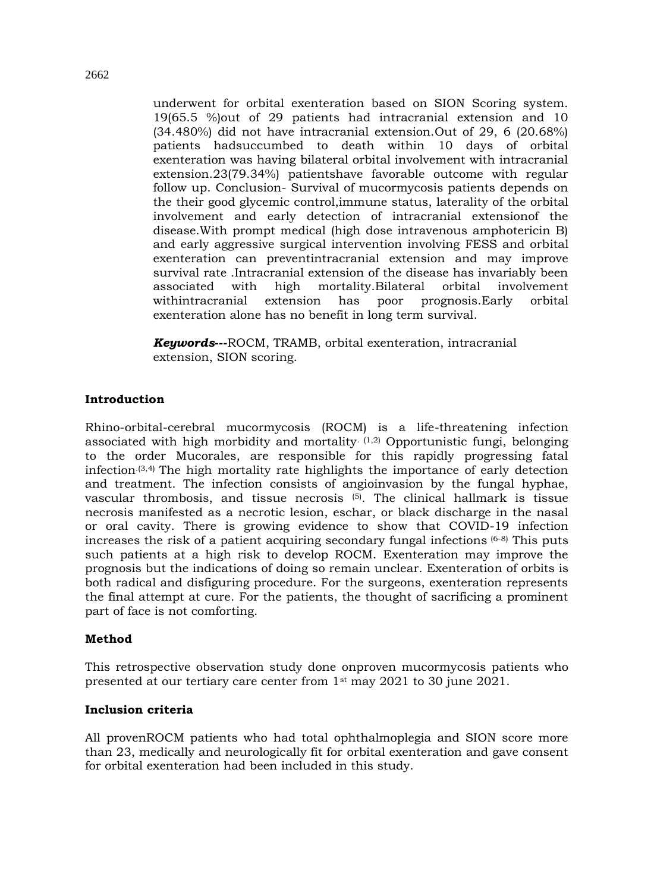underwent for orbital exenteration based on SION Scoring system. 19(65.5 %)out of 29 patients had intracranial extension and 10 (34.480%) did not have intracranial extension.Out of 29, 6 (20.68%) patients hadsuccumbed to death within 10 days of orbital exenteration was having bilateral orbital involvement with intracranial extension.23(79.34%) patientshave favorable outcome with regular follow up. Conclusion- Survival of mucormycosis patients depends on the their good glycemic control,immune status, laterality of the orbital involvement and early detection of intracranial extensionof the disease.With prompt medical (high dose intravenous amphotericin B) and early aggressive surgical intervention involving FESS and orbital exenteration can preventintracranial extension and may improve survival rate .Intracranial extension of the disease has invariably been associated with high mortality.Bilateral orbital involvement withintracranial extension has poor prognosis.Early orbital exenteration alone has no benefit in long term survival.

***Keywords---***ROCM, TRAMB, orbital exenteration, intracranial extension, SION scoring.

## Introduction

Rhino-orbital-cerebral mucormycosis (ROCM) is a life-threatening infection associated with high morbidity and mortality. [1,2] Opportunistic fungi, belonging to the order Mucorales, are responsible for this rapidly progressing fatal infection.[3,4] The high mortality rate highlights the importance of early detection and treatment. The infection consists of angioinvasion by the fungal hyphae, vascular thrombosis, and tissue necrosis [5]. The clinical hallmark is tissue necrosis manifested as a necrotic lesion, eschar, or black discharge in the nasal or oral cavity. There is growing evidence to show that COVID-19 infection increases the risk of a patient acquiring secondary fungal infections [6-8] This puts such patients at a high risk to develop ROCM. Exenteration may improve the prognosis but the indications of doing so remain unclear. Exenteration of orbits is both radical and disfiguring procedure. For the surgeons, exenteration represents the final attempt at cure. For the patients, the thought of sacrificing a prominent part of face is not comforting.

## Method

This retrospective observation study done onproven mucormycosis patients who presented at our tertiary care center from 1st may 2021 to 30 june 2021.

## Inclusion criteria

All provenROCM patients who had total ophthalmoplegia and SION score more than 23, medically and neurologically fit for orbital exenteration and gave consent for orbital exenteration had been included in this study.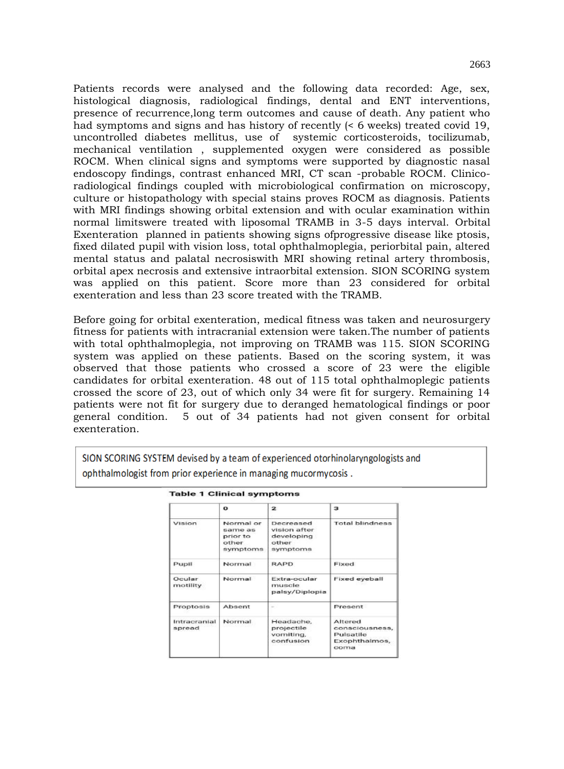Patients records were analysed and the following data recorded: Age, sex, histological diagnosis, radiological findings, dental and ENT interventions, presence of recurrence,long term outcomes and cause of death. Any patient who had symptoms and signs and has history of recently (< 6 weeks) treated covid 19, uncontrolled diabetes mellitus, use of systemic corticosteroids, tocilizumab, mechanical ventilation , supplemented oxygen were considered as possible ROCM. When clinical signs and symptoms were supported by diagnostic nasal endoscopy findings, contrast enhanced MRI, CT scan -probable ROCM. Clinico-radiological findings coupled with microbiological confirmation on microscopy, culture or histopathology with special stains proves ROCM as diagnosis. Patients with MRI findings showing orbital extension and with ocular examination within normal limitswere treated with liposomal TRAMB in 3-5 days interval. Orbital Exenteration planned in patients showing signs ofprogressive disease like ptosis, fixed dilated pupil with vision loss, total ophthalmoplegia, periorbital pain, altered mental status and palatal necrosiswith MRI showing retinal artery thrombosis, orbital apex necrosis and extensive intraorbital extension. SION SCORING system was applied on this patient. Score more than 23 considered for orbital exenteration and less than 23 score treated with the TRAMB.

Before going for orbital exenteration, medical fitness was taken and neurosurgery fitness for patients with intracranial extension were taken.The number of patients with total ophthalmoplegia, not improving on TRAMB was 115. SION SCORING system was applied on these patients. Based on the scoring system, it was observed that those patients who crossed a score of 23 were the eligible candidates for orbital exenteration. 48 out of 115 total ophthalmoplegic patients crossed the score of 23, out of which only 34 were fit for surgery. Remaining 14 patients were not fit for surgery due to deranged hematological findings or poor general condition. 5 out of 34 patients had not given consent for orbital exenteration.

SION SCORING SYSTEM devised by a team of experienced otorhinolaryngologists and ophthalmologist from prior experience in managing mucormycosis .

**Table 1 Clinical symptoms**

| | 0 | 2 | 3 |
|---|---|---|---|
| Vision | Normal or same as prior to other symptoms | Decreased vision after developing other symptoms | Total blindness |
| Pupil | Normal | RAPD | Fixed |
| Ocular motility | Normal | Extra-ocular muscle palsy/Diplopia | Fixed eyeball |
| Proptosis | Absent | - | Present |
| Intracranial spread | Normal | Headache, projectile vomiting, confusion | Altered consciousness, Pulsatile Exophthalmos, coma |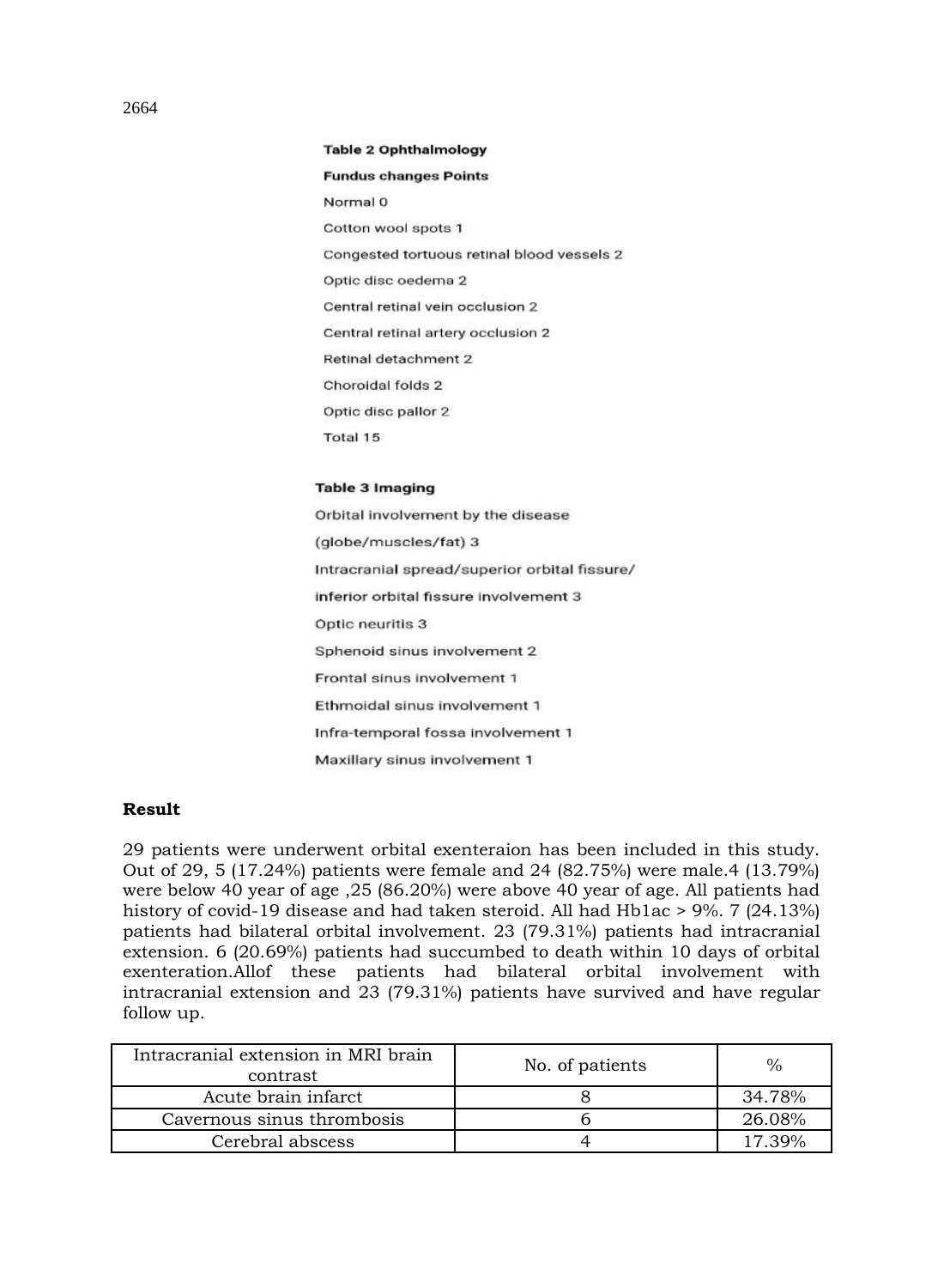**Table 2 Ophthalmology**

**Fundus changes Points**

Normal 0

Cotton wool spots 1

Congested tortuous retinal blood vessels 2

Optic disc oedema 2

Central retinal vein occlusion 2

Central retinal artery occlusion 2

Retinal detachment 2

Choroidal folds 2

Optic disc pallor 2

Total 15

**Table 3 Imaging**

Orbital involvement by the disease

(globe/muscles/fat) 3

Intracranial spread/superior orbital fissure/

inferior orbital fissure involvement 3

Optic neuritis 3

Sphenoid sinus involvement 2

Frontal sinus involvement 1

Ethmoidal sinus involvement 1

Infra-temporal fossa involvement 1

Maxillary sinus involvement 1

**Result**

29 patients were underwent orbital exenteraion has been included in this study. Out of 29, 5 (17.24%) patients were female and 24 (82.75%) were male.4 (13.79%) were below 40 year of age ,25 (86.20%) were above 40 year of age. All patients had history of covid-19 disease and had taken steroid. All had Hb1ac > 9%. 7 (24.13%) patients had bilateral orbital involvement. 23 (79.31%) patients had intracranial extension. 6 (20.69%) patients had succumbed to death within 10 days of orbital exenteration.Allof these patients had bilateral orbital involvement with intracranial extension and 23 (79.31%) patients have survived and have regular follow up.

| Intracranial extension in MRI brain contrast | No. of patients | % |
|---|---|---|
| Acute brain infarct | 8 | 34.78% |
| Cavernous sinus thrombosis | 6 | 26.08% |
| Cerebral abscess | 4 | 17.39% |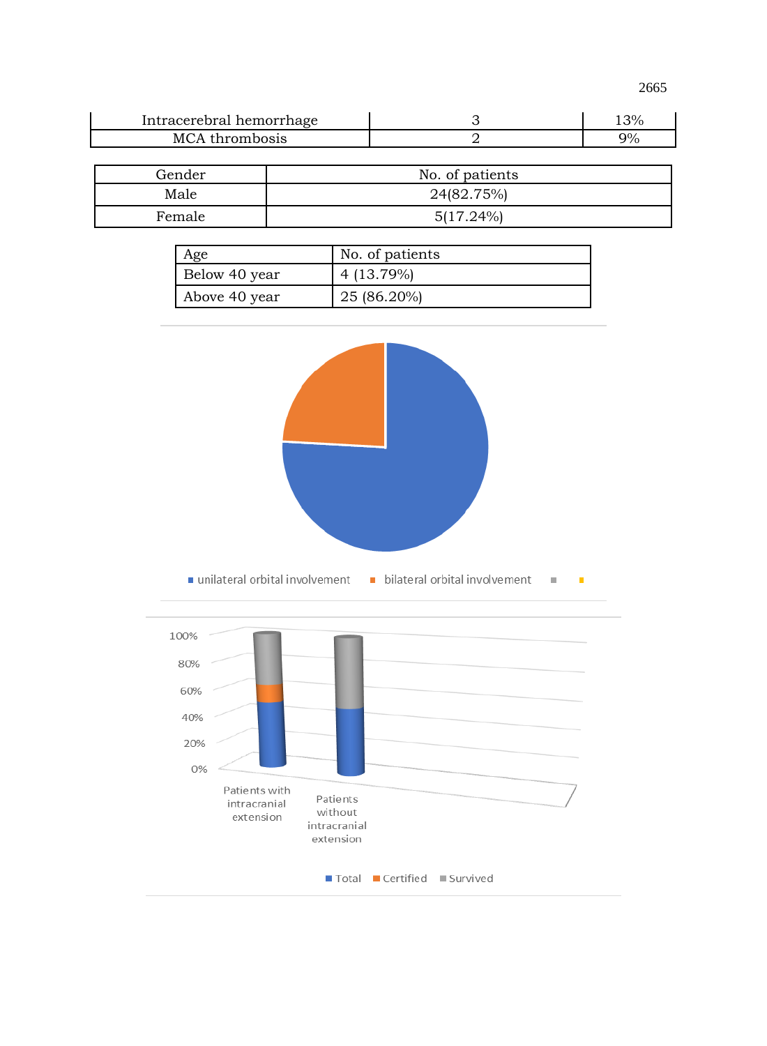| Intracerebral hemorrhage | 3 | 13% |
|---|---|---|
| MCA thrombosis | 2 | 9% |

| Gender | No. of patients |
|---|---|
| Male | 24(82.75%) |
| Female | 5(17.24%) |

| Age | No. of patients |
|---|---|
| Below 40 year | 4 (13.79%) |
| Above 40 year | 25 (86.20%) |

■ unilateral orbital involvement ■ bilateral orbital involvement ■ ■

100%
80%
60%
40%
20%
0%

Patients with intracranial extension

Patients without intracranial extension

■ Total ■ Certified ■ Survived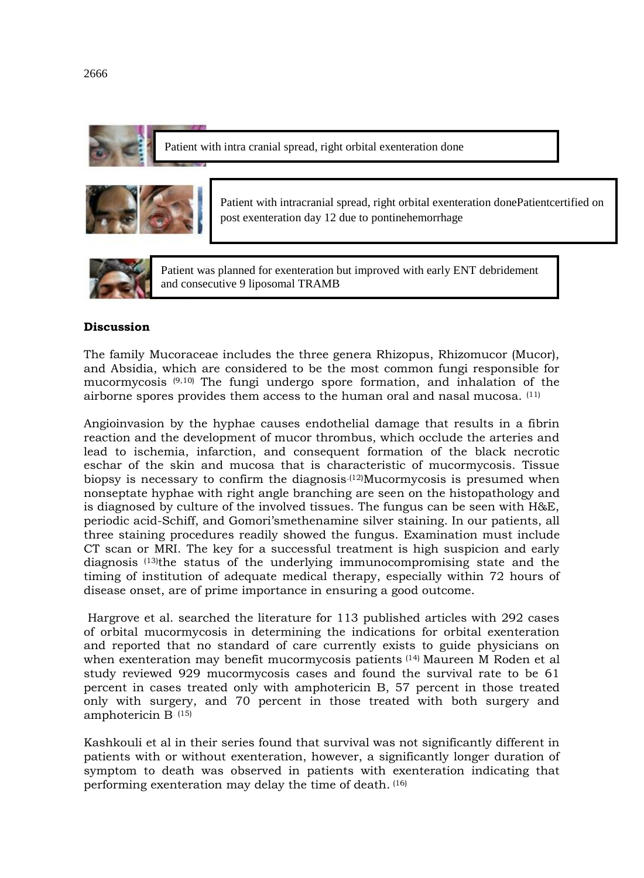Patient with intra cranial spread, right orbital exenteration done

Patient with intracranial spread, right orbital exenteration donePatientcertified on post exenteration day 12 due to pontinehemorrhage

Patient was planned for exenteration but improved with early ENT debridement and consecutive 9 liposomal TRAMB

**Discussion**

The family Mucoraceae includes the three genera Rhizopus, Rhizomucor (Mucor), and Absidia, which are considered to be the most common fungi responsible for mucormycosis [9,10] The fungi undergo spore formation, and inhalation of the airborne spores provides them access to the human oral and nasal mucosa. [11]

Angioinvasion by the hyphae causes endothelial damage that results in a fibrin reaction and the development of mucor thrombus, which occlude the arteries and lead to ischemia, infarction, and consequent formation of the black necrotic eschar of the skin and mucosa that is characteristic of mucormycosis. Tissue biopsy is necessary to confirm the diagnosis.[12]Mucormycosis is presumed when nonseptate hyphae with right angle branching are seen on the histopathology and is diagnosed by culture of the involved tissues. The fungus can be seen with H&E, periodic acid-Schiff, and Gomori'smethenamine silver staining. In our patients, all three staining procedures readily showed the fungus. Examination must include CT scan or MRI. The key for a successful treatment is high suspicion and early diagnosis [13]the status of the underlying immunocompromising state and the timing of institution of adequate medical therapy, especially within 72 hours of disease onset, are of prime importance in ensuring a good outcome.

Hargrove et al. searched the literature for 113 published articles with 292 cases of orbital mucormycosis in determining the indications for orbital exenteration and reported that no standard of care currently exists to guide physicians on when exenteration may benefit mucormycosis patients [14] Maureen M Roden et al study reviewed 929 mucormycosis cases and found the survival rate to be 61 percent in cases treated only with amphotericin B, 57 percent in those treated only with surgery, and 70 percent in those treated with both surgery and amphotericin B. [15]

Kashkouli et al in their series found that survival was not significantly different in patients with or without exenteration, however, a significantly longer duration of symptom to death was observed in patients with exenteration indicating that performing exenteration may delay the time of death. [16]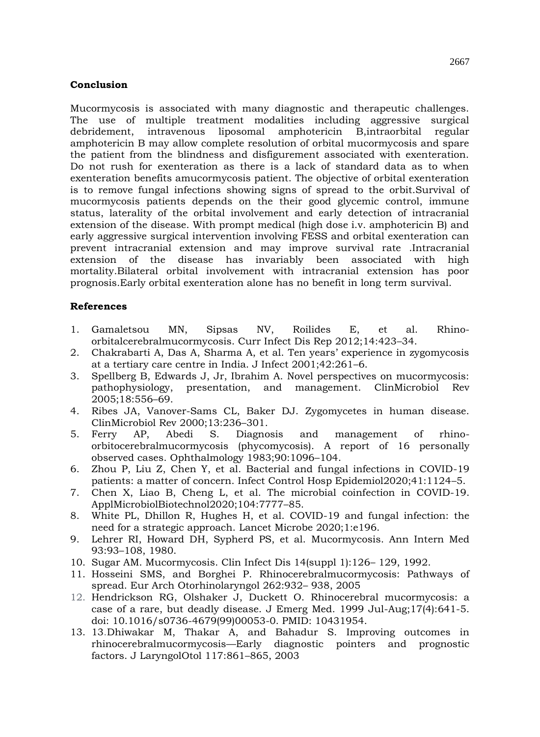## Conclusion

Mucormycosis is associated with many diagnostic and therapeutic challenges. The use of multiple treatment modalities including aggressive surgical debridement, intravenous liposomal amphotericin B,intraorbital regular amphotericin B may allow complete resolution of orbital mucormycosis and spare the patient from the blindness and disfigurement associated with exenteration. Do not rush for exenteration as there is a lack of standard data as to when exenteration benefits amucormycosis patient. The objective of orbital exenteration is to remove fungal infections showing signs of spread to the orbit.Survival of mucormycosis patients depends on the their good glycemic control, immune status, laterality of the orbital involvement and early detection of intracranial extension of the disease. With prompt medical (high dose i.v. amphotericin B) and early aggressive surgical intervention involving FESS and orbital exenteration can prevent intracranial extension and may improve survival rate .Intracranial extension of the disease has invariably been associated with high mortality.Bilateral orbital involvement with intracranial extension has poor prognosis.Early orbital exenteration alone has no benefit in long term survival.

## References

1. Gamaletsou MN, Sipsas NV, Roilides E, et al. Rhino-orbitalcerebralmucormycosis. Curr Infect Dis Rep 2012;14:423–34.
2. Chakrabarti A, Das A, Sharma A, et al. Ten years' experience in zygomycosis at a tertiary care centre in India. J Infect 2001;42:261–6.
3. Spellberg B, Edwards J, Jr, Ibrahim A. Novel perspectives on mucormycosis: pathophysiology, presentation, and management. ClinMicrobiol Rev 2005;18:556–69.
4. Ribes JA, Vanover-Sams CL, Baker DJ. Zygomycetes in human disease. ClinMicrobiol Rev 2000;13:236–301.
5. Ferry AP, Abedi S. Diagnosis and management of rhino-orbitocerebralmucormycosis (phycomycosis). A report of 16 personally observed cases. Ophthalmology 1983;90:1096–104.
6. Zhou P, Liu Z, Chen Y, et al. Bacterial and fungal infections in COVID-19 patients: a matter of concern. Infect Control Hosp Epidemiol2020;41:1124–5.
7. Chen X, Liao B, Cheng L, et al. The microbial coinfection in COVID-19. ApplMicrobiolBiotechnol2020;104:7777–85.
8. White PL, Dhillon R, Hughes H, et al. COVID-19 and fungal infection: the need for a strategic approach. Lancet Microbe 2020;1:e196.
9. Lehrer RI, Howard DH, Sypherd PS, et al. Mucormycosis. Ann Intern Med 93:93–108, 1980.
10. Sugar AM. Mucormycosis. Clin Infect Dis 14(suppl 1):126– 129, 1992.
11. Hosseini SMS, and Borghei P. Rhinocerebralmucormycosis: Pathways of spread. Eur Arch Otorhinolaryngol 262:932– 938, 2005
12. Hendrickson RG, Olshaker J, Duckett O. Rhinocerebral mucormycosis: a case of a rare, but deadly disease. J Emerg Med. 1999 Jul-Aug;17(4):641-5. doi: 10.1016/s0736-4679(99)00053-0. PMID: 10431954.
13. 13.Dhiwakar M, Thakar A, and Bahadur S. Improving outcomes in rhinocerebralmucormycosis—Early diagnostic pointers and prognostic factors. J LaryngolOtol 117:861–865, 2003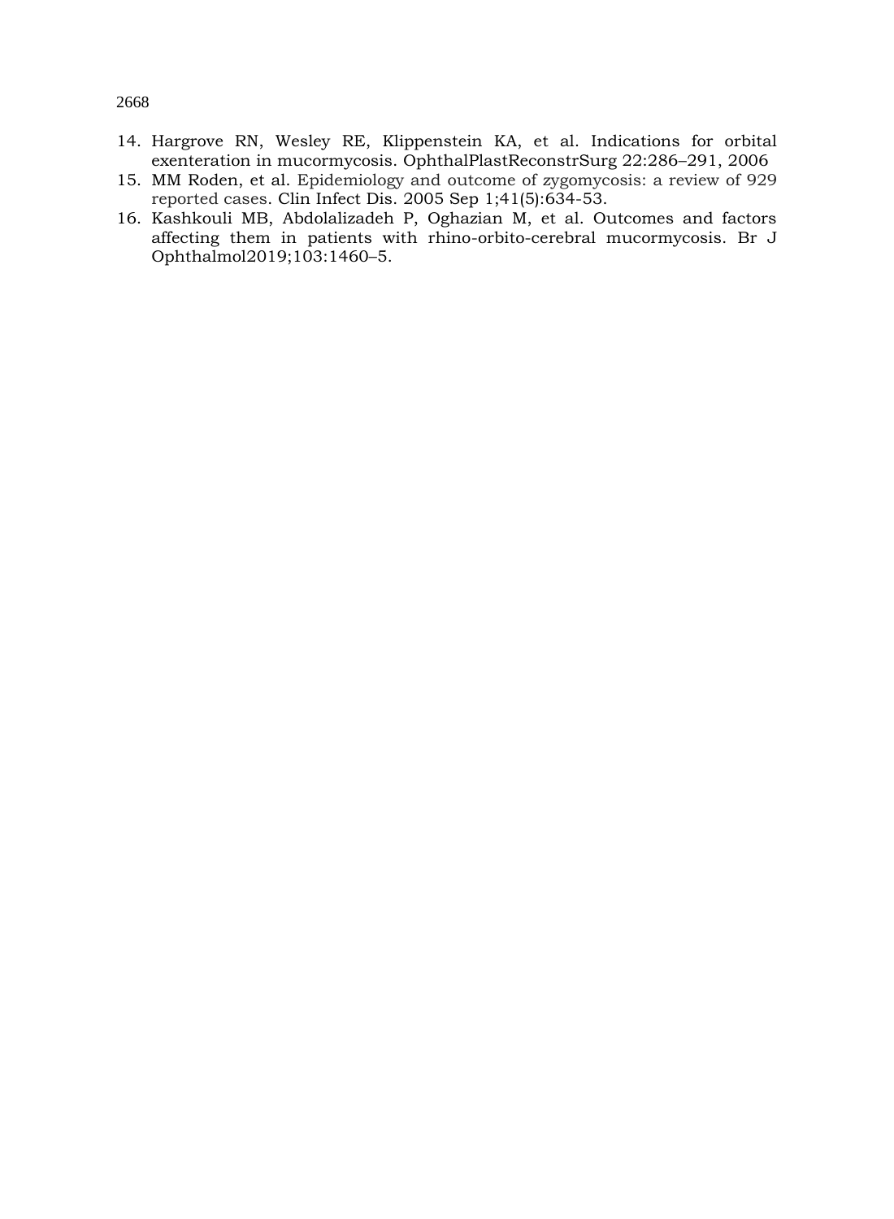14. Hargrove RN, Wesley RE, Klippenstein KA, et al. Indications for orbital exenteration in mucormycosis. OphthalPlastReconstrSurg 22:286–291, 2006
15. MM Roden, et al. Epidemiology and outcome of zygomycosis: a review of 929 reported cases. Clin Infect Dis. 2005 Sep 1;41(5):634-53.
16. Kashkouli MB, Abdolalizadeh P, Oghazian M, et al. Outcomes and factors affecting them in patients with rhino-orbito-cerebral mucormycosis. Br J Ophthalmol2019;103:1460–5.